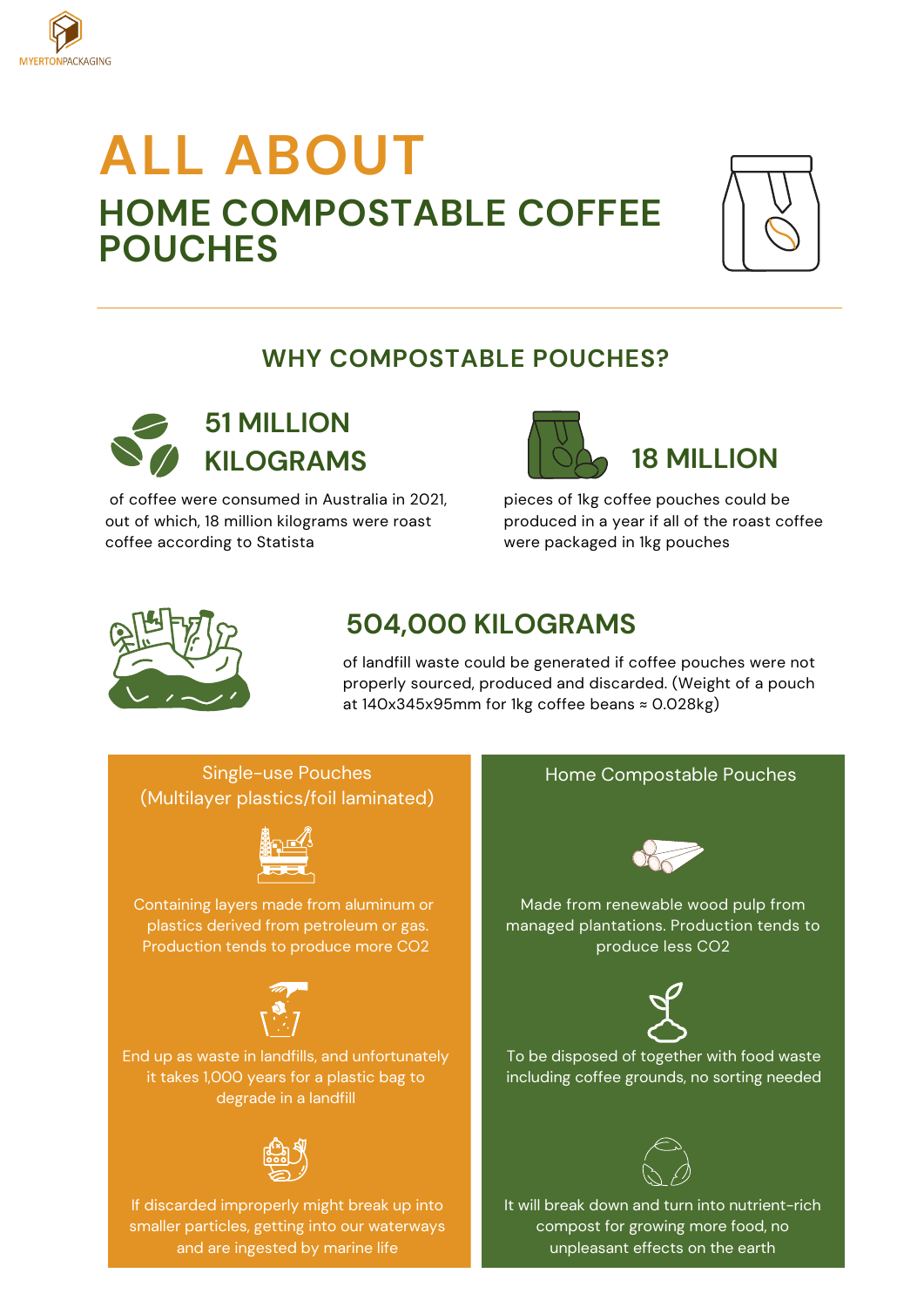MYERTONPACKAGING

# ALL ABOUT
# HOME COMPOSTABLE COFFEE POUCHES

## WHY COMPOSTABLE POUCHES?

### 51 MILLION KILOGRAMS

of coffee were consumed in Australia in 2021, out of which, 18 million kilograms were roast coffee according to Statista

### 18 MILLION

pieces of 1kg coffee pouches could be produced in a year if all of the roast coffee were packaged in 1kg pouches

### 504,000 KILOGRAMS

of landfill waste could be generated if coffee pouches were not properly sourced, produced and discarded. (Weight of a pouch at 140x345x95mm for 1kg coffee beans ≈ 0.028kg)

| Single-use Pouches (Multilayer plastics/foil laminated) | Home Compostable Pouches |
| --- | --- |
| Containing layers made from aluminum or plastics derived from petroleum or gas. Production tends to produce more $CO_2$ | Made from renewable wood pulp from managed plantations. Production tends to produce less $CO_2$ |
| End up as waste in landfills, and unfortunately it takes 1,000 years for a plastic bag to degrade in a landfill | To be disposed of together with food waste including coffee grounds, no sorting needed |
| If discarded improperly might break up into smaller particles, getting into our waterways and are ingested by marine life | It will break down and turn into nutrient-rich compost for growing more food, no unpleasant effects on the earth |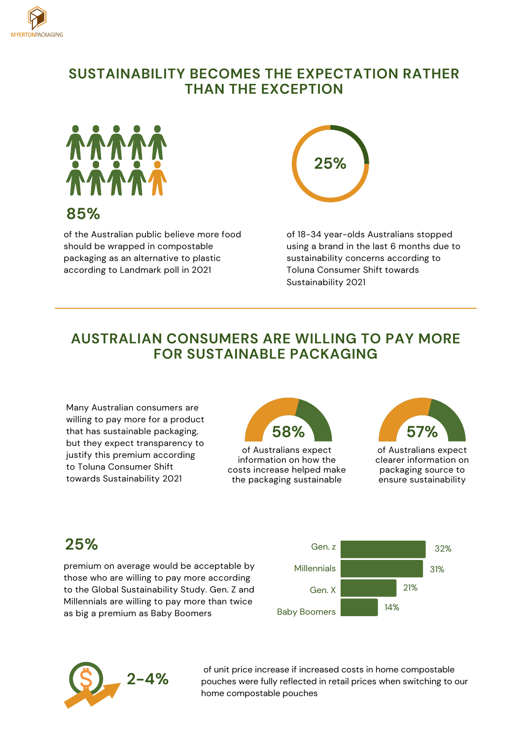MYERTONPACKAGING

## SUSTAINABILITY BECOMES THE EXPECTATION RATHER THAN THE EXCEPTION

**85%**

of the Australian public believe more food should be wrapped in compostable packaging as an alternative to plastic according to Landmark poll in 2021

**25%**

of 18-34 year-olds Australians stopped using a brand in the last 6 months due to sustainability concerns according to Toluna Consumer Shift towards Sustainability 2021

## AUSTRALIAN CONSUMERS ARE WILLING TO PAY MORE FOR SUSTAINABLE PACKAGING

Many Australian consumers are willing to pay more for a product that has sustainable packaging, but they expect transparency to justify this premium according to Toluna Consumer Shift towards Sustainability 2021

**58%**

of Australians expect information on how the costs increase helped make the packaging sustainable

**57%**

of Australians expect clearer information on packaging source to ensure sustainability

**25%**

premium on average would be acceptable by those who are willing to pay more according to the Global Sustainability Study. Gen. Z and Millennials are willing to pay more than twice as big a premium as Baby Boomers

| Generation | Premium |
| --- | --- |
| Gen. z | 32% |
| Millennials | 31% |
| Gen. X | 21% |
| Baby Boomers | 14% |

**2-4%**

of unit price increase if increased costs in home compostable pouches were fully reflected in retail prices when switching to our home compostable pouches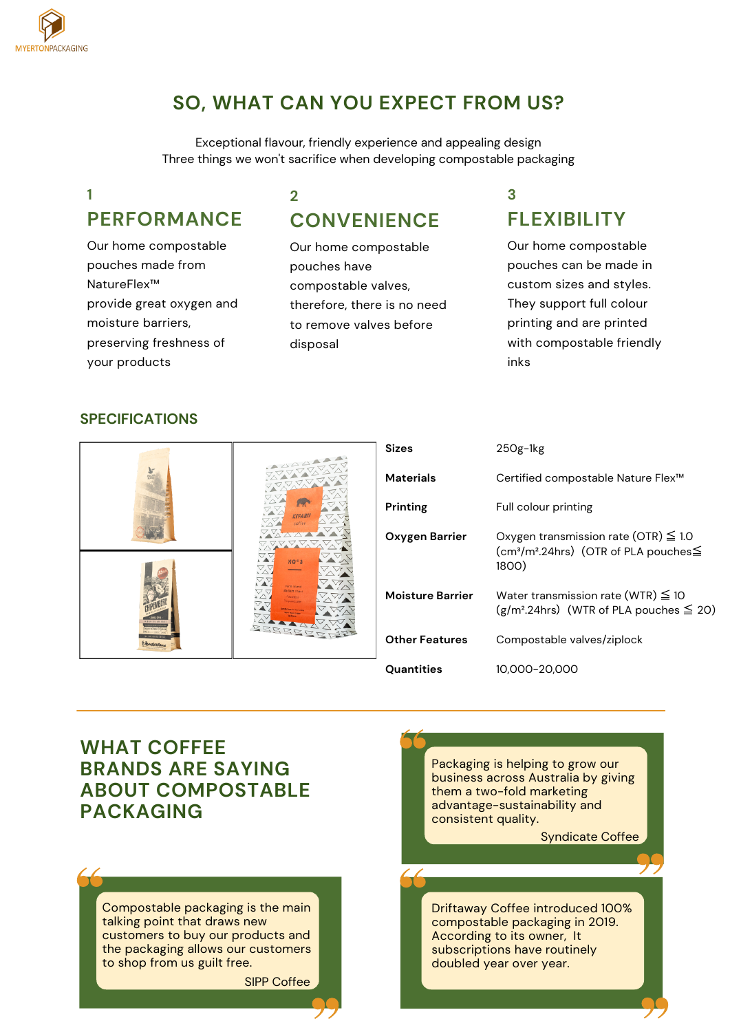MYERTONPACKAGING

# SO, WHAT CAN YOU EXPECT FROM US?

Exceptional flavour, friendly experience and appealing design
Three things we won't sacrifice when developing compostable packaging

## 1 PERFORMANCE

Our home compostable pouches made from NatureFlex™ provide great oxygen and moisture barriers, preserving freshness of your products

## 2 CONVENIENCE

Our home compostable pouches have compostable valves, therefore, there is no need to remove valves before disposal

## 3 FLEXIBILITY

Our home compostable pouches can be made in custom sizes and styles. They support full colour printing and are printed with compostable friendly inks

## SPECIFICATIONS

| | |
|---|---|
| **Sizes** | 250g-1kg |
| **Materials** | Certified compostable Nature Flex™ |
| **Printing** | Full colour printing |
| **Oxygen Barrier** | Oxygen transmission rate (OTR) ≦ 1.0 (cm³/m².24hrs) (OTR of PLA pouches≦ 1800) |
| **Moisture Barrier** | Water transmission rate (WTR) ≦ 10 (g/m².24hrs) (WTR of PLA pouches ≦ 20) |
| **Other Features** | Compostable valves/ziplock |
| **Quantities** | 10,000-20,000 |

## WHAT COFFEE BRANDS ARE SAYING ABOUT COMPOSTABLE PACKAGING

> Packaging is helping to grow our business across Australia by giving them a two-fold marketing advantage-sustainability and consistent quality.
>
> Syndicate Coffee

> Compostable packaging is the main talking point that draws new customers to buy our products and the packaging allows our customers to shop from us guilt free.
>
> SIPP Coffee

> Driftaway Coffee introduced 100% compostable packaging in 2019. According to its owner, It subscriptions have routinely doubled year over year.